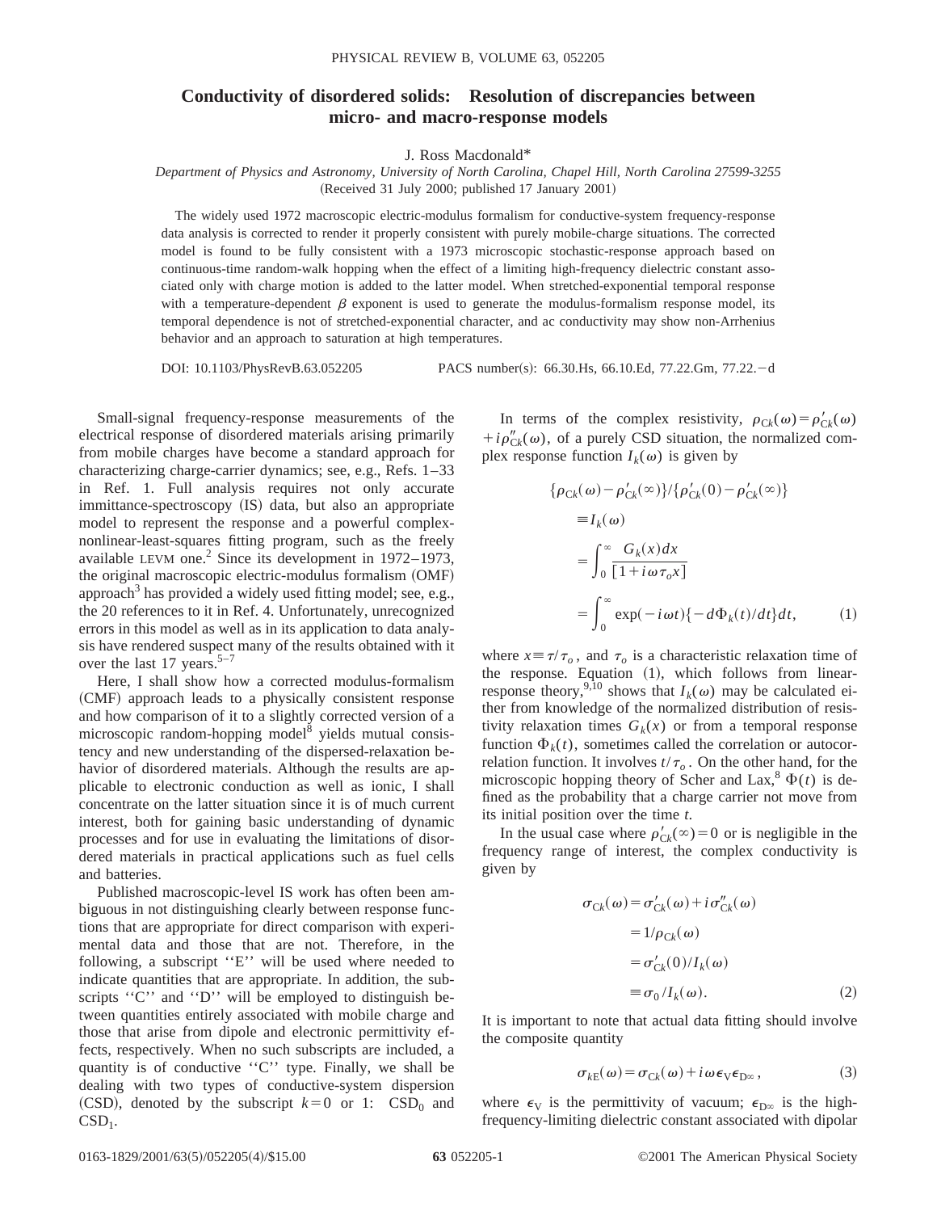# Conductivity of disordered solids: Resolution of discrepancies between micro- and macro-response models

J. Ross Macdonald*

*Department of Physics and Astronomy, University of North Carolina, Chapel Hill, North Carolina 27599-3255*

(Received 31 July 2000; published 17 January 2001)

The widely used 1972 macroscopic electric-modulus formalism for conductive-system frequency-response data analysis is corrected to render it properly consistent with purely mobile-charge situations. The corrected model is found to be fully consistent with a 1973 microscopic stochastic-response approach based on continuous-time random-walk hopping when the effect of a limiting high-frequency dielectric constant associated only with charge motion is added to the latter model. When stretched-exponential temporal response with a temperature-dependent $\beta$ exponent is used to generate the modulus-formalism response model, its temporal dependence is not of stretched-exponential character, and ac conductivity may show non-Arrhenius behavior and an approach to saturation at high temperatures.

DOI: 10.1103/PhysRevB.63.052205 PACS number(s): 66.30.Hs, 66.10.Ed, 77.22.Gm, 77.22.−d

Small-signal frequency-response measurements of the electrical response of disordered materials arising primarily from mobile charges have become a standard approach for characterizing charge-carrier dynamics; see, e.g., Refs. 1–33 in Ref. 1. Full analysis requires not only accurate immittance-spectroscopy (IS) data, but also an appropriate model to represent the response and a powerful complex-nonlinear-least-squares fitting program, such as the freely available LEVM one.[2] Since its development in 1972–1973, the original macroscopic electric-modulus formalism (OMF) approach[3] has provided a widely used fitting model; see, e.g., the 20 references to it in Ref. 4. Unfortunately, unrecognized errors in this model as well as in its application to data analysis have rendered suspect many of the results obtained with it over the last 17 years.[5–7]

Here, I shall show how a corrected modulus-formalism (CMF) approach leads to a physically consistent response and how comparison of it to a slightly corrected version of a microscopic random-hopping model[8] yields mutual consistency and new understanding of the dispersed-relaxation behavior of disordered materials. Although the results are applicable to electronic conduction as well as ionic, I shall concentrate on the latter situation since it is of much current interest, both for gaining basic understanding of dynamic processes and for use in evaluating the limitations of disordered materials in practical applications such as fuel cells and batteries.

Published macroscopic-level IS work has often been ambiguous in not distinguishing clearly between response functions that are appropriate for direct comparison with experimental data and those that are not. Therefore, in the following, a subscript ''E'' will be used where needed to indicate quantities that are appropriate. In addition, the subscripts ''C'' and ''D'' will be employed to distinguish between quantities entirely associated with mobile charge and those that arise from dipole and electronic permittivity effects, respectively. When no such subscripts are included, a quantity is of conductive ''C'' type. Finally, we shall be dealing with two types of conductive-system dispersion (CSD), denoted by the subscript $k=0$ or 1: $CSD_0$ and $CSD_1$.

In terms of the complex resistivity, $\rho_{Ck}(\omega)=\rho'_{Ck}(\omega)+i\rho''_{Ck}(\omega)$, of a purely CSD situation, the normalized complex response function $I_k(\omega)$ is given by

$$
\begin{aligned}
\{\rho_{Ck}(\omega)-\rho'_{Ck}(\infty)\}/\{\rho'_{Ck}(0)-\rho'_{Ck}(\infty)\} &\equiv I_k(\omega) \\
&= \int_0^\infty \frac{G_k(x)\,dx}{[1+i\omega\tau_o x]} \\
&= \int_0^\infty \exp(-i\omega t)\{-d\Phi_k(t)/dt\}dt, \qquad (1)
\end{aligned}
$$

where $x\equiv\tau/\tau_o$, and $\tau_o$ is a characteristic relaxation time of the response. Equation (1), which follows from linear-response theory,[9,10] shows that $I_k(\omega)$ may be calculated either from knowledge of the normalized distribution of resistivity relaxation times $G_k(x)$ or from a temporal response function $\Phi_k(t)$, sometimes called the correlation or autocorrelation function. It involves $t/\tau_o$. On the other hand, for the microscopic hopping theory of Scher and Lax,[8] $\Phi(t)$ is defined as the probability that a charge carrier not move from its initial position over the time $t$.

In the usual case where $\rho'_{Ck}(\infty)=0$ or is negligible in the frequency range of interest, the complex conductivity is given by

$$
\begin{aligned}
\sigma_{Ck}(\omega) &= \sigma'_{Ck}(\omega)+i\sigma''_{Ck}(\omega) \\
&= 1/\rho_{Ck}(\omega) \\
&= \sigma'_{Ck}(0)/I_k(\omega) \\
&\equiv \sigma_0/I_k(\omega). \qquad (2)
\end{aligned}
$$

It is important to note that actual data fitting should involve the composite quantity

$$
\sigma_{kE}(\omega)=\sigma_{Ck}(\omega)+i\omega\epsilon_V\epsilon_{D\infty}, \qquad (3)
$$

where $\epsilon_V$ is the permittivity of vacuum; $\epsilon_{D\infty}$ is the high-frequency-limiting dielectric constant associated with dipolar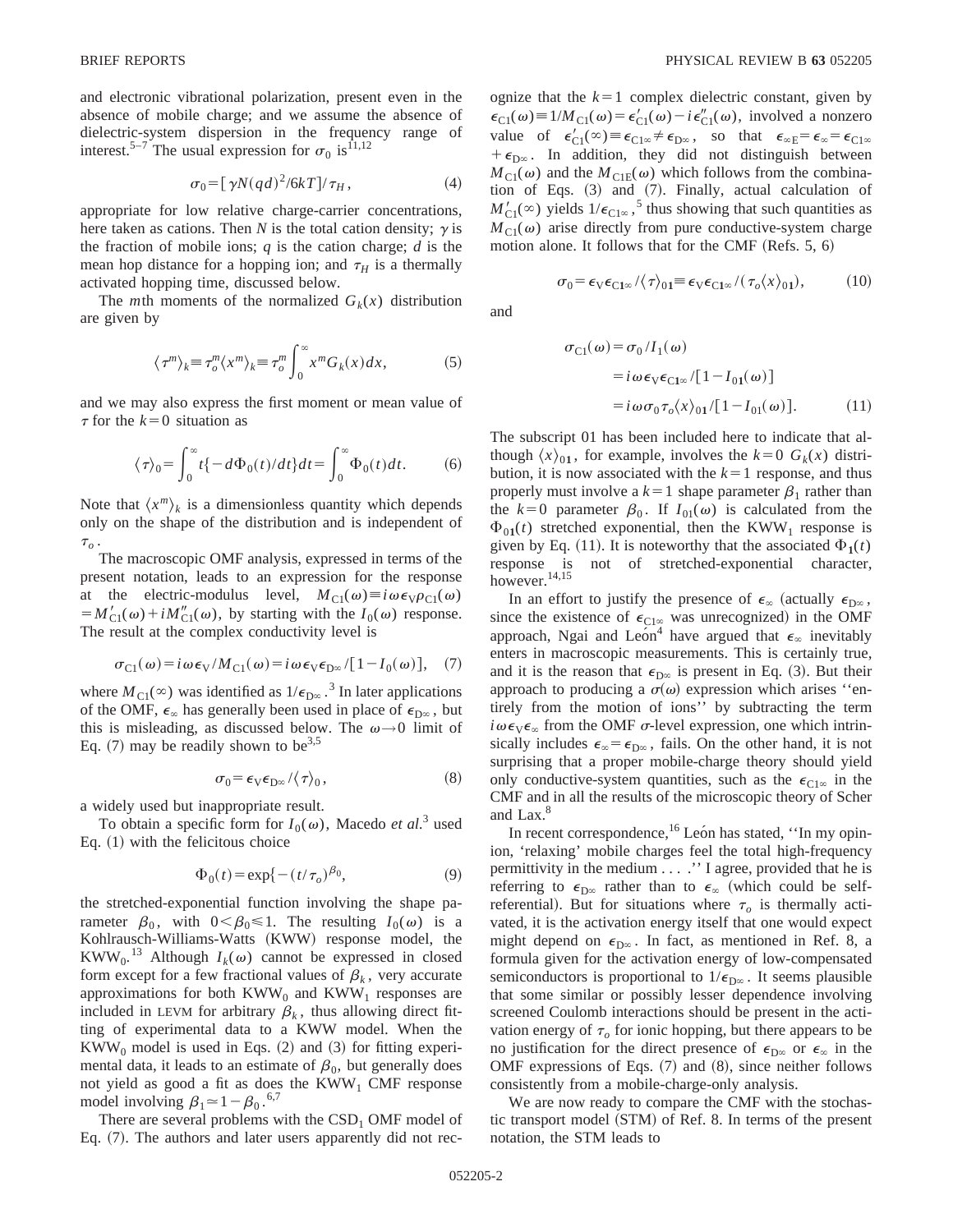and electronic vibrational polarization, present even in the absence of mobile charge; and we assume the absence of dielectric-system dispersion in the frequency range of interest.[5–7] The usual expression for $\sigma_0$ is[11,12]

$$\sigma_0 = [\gamma N(qd)^2/6kT]/\tau_H, \tag{4}$$

appropriate for low relative charge-carrier concentrations, here taken as cations. Then $N$ is the total cation density; $\gamma$ is the fraction of mobile ions; $q$ is the cation charge; $d$ is the mean hop distance for a hopping ion; and $\tau_H$ is a thermally activated hopping time, discussed below.

The $m$th moments of the normalized $G_k(x)$ distribution are given by

$$\langle \tau^m \rangle_k \equiv \tau_o^m \langle x^m \rangle_k \equiv \tau_o^m \int_0^\infty x^m G_k(x) dx, \tag{5}$$

and we may also express the first moment or mean value of $\tau$ for the $k=0$ situation as

$$\langle \tau \rangle_0 = \int_0^\infty t\{-d\Phi_0(t)/dt\} dt = \int_0^\infty \Phi_0(t) dt. \tag{6}$$

Note that $\langle x^m \rangle_k$ is a dimensionless quantity which depends only on the shape of the distribution and is independent of $\tau_o$.

The macroscopic OMF analysis, expressed in terms of the present notation, leads to an expression for the response at the electric-modulus level, $M_{C1}(\omega) \equiv i\omega\epsilon_V\rho_{C1}(\omega) = M'_{C1}(\omega) + iM''_{C1}(\omega)$, by starting with the $I_0(\omega)$ response. The result at the complex conductivity level is

$$\sigma_{C1}(\omega) = i\omega\epsilon_V/M_{C1}(\omega) = i\omega\epsilon_V\epsilon_{D\infty}/[1 - I_0(\omega)], \tag{7}$$

where $M_{C1}(\infty)$ was identified as $1/\epsilon_{D\infty}$.[3] In later applications of the OMF, $\epsilon_\infty$ has generally been used in place of $\epsilon_{D\infty}$, but this is misleading, as discussed below. The $\omega \to 0$ limit of Eq. (7) may be readily shown to be[3,5]

$$\sigma_0 = \epsilon_V\epsilon_{D\infty}/\langle \tau \rangle_0, \tag{8}$$

a widely used but inappropriate result.

To obtain a specific form for $I_0(\omega)$, Macedo *et al.*[3] used Eq. (1) with the felicitous choice

$$\Phi_0(t) = \exp\{-(t/\tau_o)^{\beta_0}, \tag{9}$$

the stretched-exponential function involving the shape parameter $\beta_0$, with $0 < \beta_0 \leqslant 1$. The resulting $I_0(\omega)$ is a Kohlrausch-Williams-Watts (KWW) response model, the $KWW_0$.[13] Although $I_k(\omega)$ cannot be expressed in closed form except for a few fractional values of $\beta_k$, very accurate approximations for both $KWW_0$ and $KWW_1$ responses are included in LEVM for arbitrary $\beta_k$, thus allowing direct fitting of experimental data to a KWW model. When the $KWW_0$ model is used in Eqs. (2) and (3) for fitting experimental data, it leads to an estimate of $\beta_0$, but generally does not yield as good a fit as does the $KWW_1$ CMF response model involving $\beta_1 \simeq 1 - \beta_0$.[6,7]

There are several problems with the $CSD_1$ OMF model of Eq. (7). The authors and later users apparently did not recognize that the $k=1$ complex dielectric constant, given by $\epsilon_{C1}(\omega) \equiv 1/M_{C1}(\omega) = \epsilon'_{C1}(\omega) - i\epsilon''_{C1}(\omega)$, involved a nonzero value of $\epsilon'_{C1}(\infty) \equiv \epsilon_{C1\infty} \neq \epsilon_{D\infty}$, so that $\epsilon_{\infty E} = \epsilon_\infty = \epsilon_{C1\infty} + \epsilon_{D\infty}$. In addition, they did not distinguish between $M_{C1}(\omega)$ and the $M_{C1E}(\omega)$ which follows from the combination of Eqs. (3) and (7). Finally, actual calculation of $M'_{C1}(\infty)$ yields $1/\epsilon_{C1\infty}$,[5] thus showing that such quantities as $M_{C1}(\omega)$ arise directly from pure conductive-system charge motion alone. It follows that for the CMF (Refs. 5, 6)

$$\sigma_0 = \epsilon_V\epsilon_{C1\infty}/\langle \tau \rangle_{01} \equiv \epsilon_V\epsilon_{C1\infty}/(\tau_o\langle x \rangle_{01}), \tag{10}$$

and

$$\begin{aligned}\sigma_{C1}(\omega) &= \sigma_0/I_1(\omega)\\ &= i\omega\epsilon_V\epsilon_{C1\infty}/[1 - I_{01}(\omega)]\\ &= i\omega\sigma_0\tau_o\langle x \rangle_{01}/[1 - I_{01}(\omega)].\end{aligned} \tag{11}$$

The subscript 01 has been included here to indicate that although $\langle x \rangle_{01}$, for example, involves the $k=0$ $G_k(x)$ distribution, it is now associated with the $k=1$ response, and thus properly must involve a $k=1$ shape parameter $\beta_1$ rather than the $k=0$ parameter $\beta_0$. If $I_{01}(\omega)$ is calculated from the $\Phi_{01}(t)$ stretched exponential, then the $KWW_1$ response is given by Eq. (11). It is noteworthy that the associated $\Phi_1(t)$ response is not of stretched-exponential character, however.[14,15]

In an effort to justify the presence of $\epsilon_\infty$ (actually $\epsilon_{D\infty}$, since the existence of $\epsilon_{C1\infty}$ was unrecognized) in the OMF approach, Ngai and León[4] have argued that $\epsilon_\infty$ inevitably enters in macroscopic measurements. This is certainly true, and it is the reason that $\epsilon_{D\infty}$ is present in Eq. (3). But their approach to producing a $\sigma(\omega)$ expression which arises "entirely from the motion of ions" by subtracting the term $i\omega\epsilon_V\epsilon_\infty$ from the OMF $\sigma$-level expression, one which intrinsically includes $\epsilon_\infty = \epsilon_{D\infty}$, fails. On the other hand, it is not surprising that a proper mobile-charge theory should yield only conductive-system quantities, such as the $\epsilon_{C1\infty}$ in the CMF and in all the results of the microscopic theory of Scher and Lax.[8]

In recent correspondence,[16] León has stated, "In my opinion, 'relaxing' mobile charges feel the total high-frequency permittivity in the medium . . . ." I agree, provided that he is referring to $\epsilon_{D\infty}$ rather than to $\epsilon_\infty$ (which could be self-referential). But for situations where $\tau_o$ is thermally activated, it is the activation energy itself that one would expect might depend on $\epsilon_{D\infty}$. In fact, as mentioned in Ref. 8, a formula given for the activation energy of low-compensated semiconductors is proportional to $1/\epsilon_{D\infty}$. It seems plausible that some similar or possibly lesser dependence involving screened Coulomb interactions should be present in the activation energy of $\tau_o$ for ionic hopping, but there appears to be no justification for the direct presence of $\epsilon_{D\infty}$ or $\epsilon_\infty$ in the OMF expressions of Eqs. (7) and (8), since neither follows consistently from a mobile-charge-only analysis.

We are now ready to compare the CMF with the stochastic transport model (STM) of Ref. 8. In terms of the present notation, the STM leads to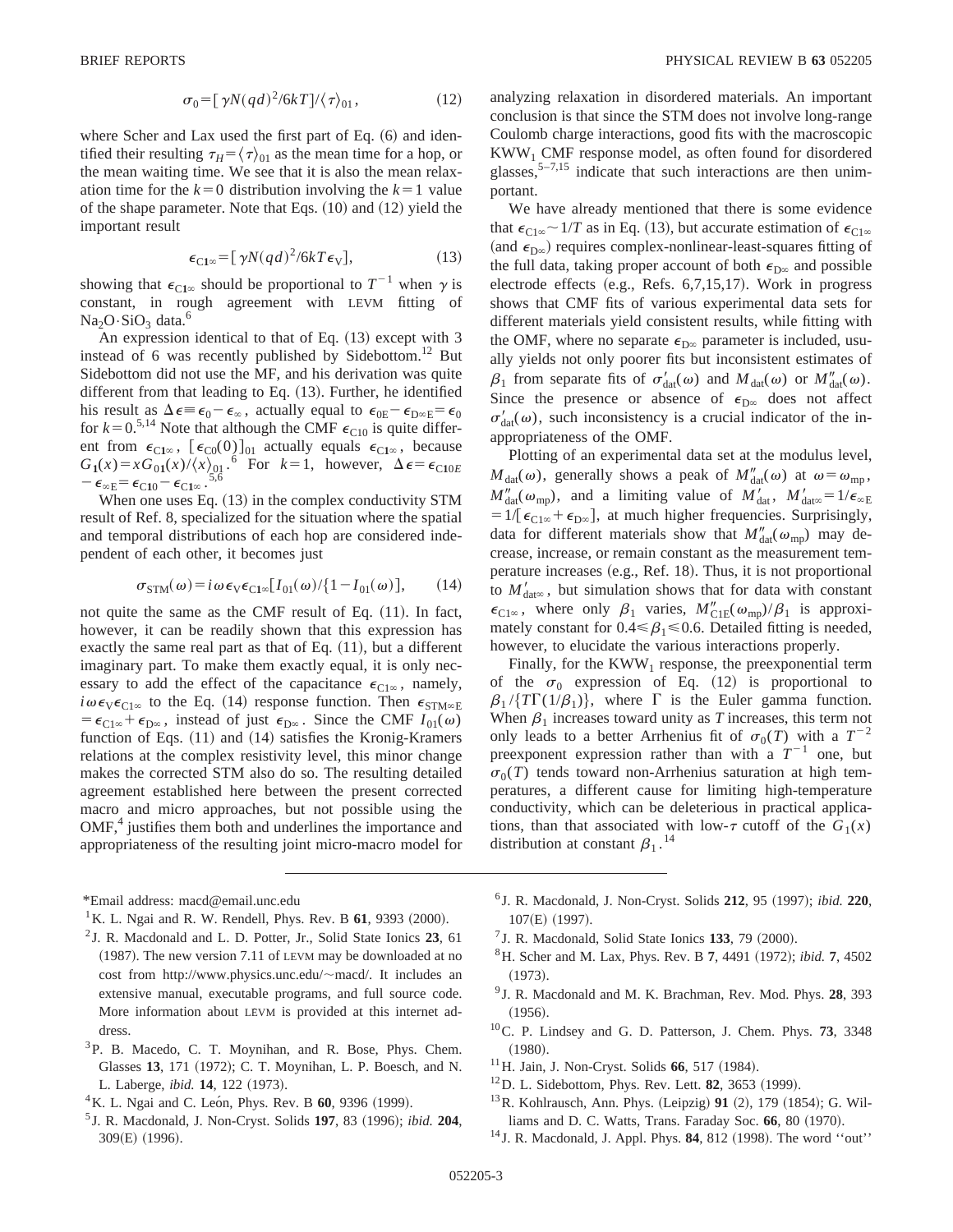$$\sigma_0 = [\gamma N(qd)^2/6kT]/\langle\tau\rangle_{01}, \tag{12}$$

where Scher and Lax used the first part of Eq. (6) and identified their resulting $\tau_H = \langle\tau\rangle_{01}$ as the mean time for a hop, or the mean waiting time. We see that it is also the mean relaxation time for the $k=0$ distribution involving the $k=1$ value of the shape parameter. Note that Eqs. (10) and (12) yield the important result

$$\epsilon_{C1\infty} = [\gamma N(qd)^2/6kT\epsilon_V], \tag{13}$$

showing that $\epsilon_{C1\infty}$ should be proportional to $T^{-1}$ when $\gamma$ is constant, in rough agreement with LEVM fitting of $Na_2O \cdot SiO_3$ data.[6]

An expression identical to that of Eq. (13) except with 3 instead of 6 was recently published by Sidebottom.[12] But Sidebottom did not use the MF, and his derivation was quite different from that leading to Eq. (13). Further, he identified his result as $\Delta\epsilon \equiv \epsilon_0 - \epsilon_\infty$, actually equal to $\epsilon_{0E} - \epsilon_{D\infty E} = \epsilon_0$ for $k=0$.[5,14] Note that although the CMF $\epsilon_{C10}$ is quite different from $\epsilon_{C1\infty}$, $[\epsilon_{C0}(0)]_{01}$ actually equals $\epsilon_{C1\infty}$, because $G_1(x) = xG_{01}(x)/\langle x\rangle_{01}$.[6] For $k=1$, however, $\Delta\epsilon = \epsilon_{C10E} - \epsilon_{\infty E} = \epsilon_{C10} - \epsilon_{C1\infty}$.[5,6]

When one uses Eq. (13) in the complex conductivity STM result of Ref. 8, specialized for the situation where the spatial and temporal distributions of each hop are considered independent of each other, it becomes just

$$\sigma_{STM}(\omega) = i\omega\epsilon_V\epsilon_{C1\infty}[I_{01}(\omega)/\{1 - I_{01}(\omega)\}], \tag{14}$$

not quite the same as the CMF result of Eq. (11). In fact, however, it can be readily shown that this expression has exactly the same real part as that of Eq. (11), but a different imaginary part. To make them exactly equal, it is only necessary to add the effect of the capacitance $\epsilon_{C1\infty}$, namely, $i\omega\epsilon_V\epsilon_{C1\infty}$ to the Eq. (14) response function. Then $\epsilon_{STM\infty E} = \epsilon_{C1\infty} + \epsilon_{D\infty}$, instead of just $\epsilon_{D\infty}$. Since the CMF $I_{01}(\omega)$ function of Eqs. (11) and (14) satisfies the Kronig-Kramers relations at the complex resistivity level, this minor change makes the corrected STM also do so. The resulting detailed agreement established here between the present corrected macro and micro approaches, but not possible using the OMF,[4] justifies them both and underlines the importance and appropriateness of the resulting joint micro-macro model for analyzing relaxation in disordered materials. An important conclusion is that since the STM does not involve long-range Coulomb charge interactions, good fits with the macroscopic $KWW_1$ CMF response model, as often found for disordered glasses,[5–7,15] indicate that such interactions are then unimportant.

We have already mentioned that there is some evidence that $\epsilon_{C1\infty} \sim 1/T$ as in Eq. (13), but accurate estimation of $\epsilon_{C1\infty}$ (and $\epsilon_{D\infty}$) requires complex-nonlinear-least-squares fitting of the full data, taking proper account of both $\epsilon_{D\infty}$ and possible electrode effects (e.g., Refs. 6,7,15,17). Work in progress shows that CMF fits of various experimental data sets for different materials yield consistent results, while fitting with the OMF, where no separate $\epsilon_{D\infty}$ parameter is included, usually yields not only poorer fits but inconsistent estimates of $\beta_1$ from separate fits of $\sigma'_{dat}(\omega)$ and $M_{dat}(\omega)$ or $M''_{dat}(\omega)$. Since the presence or absence of $\epsilon_{D\infty}$ does not affect $\sigma'_{dat}(\omega)$, such inconsistency is a crucial indicator of the inappropriateness of the OMF.

Plotting of an experimental data set at the modulus level, $M_{dat}(\omega)$, generally shows a peak of $M''_{dat}(\omega)$ at $\omega = \omega_{mp}$, $M''_{dat}(\omega_{mp})$, and a limiting value of $M'_{dat}$, $M'_{dat\infty} = 1/\epsilon_{\infty E} = 1/[\epsilon_{C1\infty} + \epsilon_{D\infty}]$, at much higher frequencies. Surprisingly, data for different materials show that $M''_{dat}(\omega_{mp})$ may decrease, increase, or remain constant as the measurement temperature increases (e.g., Ref. 18). Thus, it is not proportional to $M'_{dat\infty}$, but simulation shows that for data with constant $\epsilon_{C1\infty}$, where only $\beta_1$ varies, $M''_{C1E}(\omega_{mp})/\beta_1$ is approximately constant for $0.4 \leq \beta_1 \leq 0.6$. Detailed fitting is needed, however, to elucidate the various interactions properly.

Finally, for the $KWW_1$ response, the preexponential term of the $\sigma_0$ expression of Eq. (12) is proportional to $\beta_1/\{T\Gamma(1/\beta_1)\}$, where $\Gamma$ is the Euler gamma function. When $\beta_1$ increases toward unity as $T$ increases, this term not only leads to a better Arrhenius fit of $\sigma_0(T)$ with a $T^{-2}$ preexponent expression rather than with a $T^{-1}$ one, but $\sigma_0(T)$ tends toward non-Arrhenius saturation at high temperatures, a different cause for limiting high-temperature conductivity, which can be deleterious in practical applications, than that associated with low-$\tau$ cutoff of the $G_1(x)$ distribution at constant $\beta_1$.[14]

---

*Email address: macd@email.unc.edu

[1] K. L. Ngai and R. W. Rendell, Phys. Rev. B **61**, 9393 (2000).

[2] J. R. Macdonald and L. D. Potter, Jr., Solid State Ionics **23**, 61 (1987). The new version 7.11 of LEVM may be downloaded at no cost from http://www.physics.unc.edu/~macd/. It includes an extensive manual, executable programs, and full source code. More information about LEVM is provided at this internet address.

[3] P. B. Macedo, C. T. Moynihan, and R. Bose, Phys. Chem. Glasses **13**, 171 (1972); C. T. Moynihan, L. P. Boesch, and N. L. Laberge, *ibid.* **14**, 122 (1973).

[4] K. L. Ngai and C. León, Phys. Rev. B **60**, 9396 (1999).

[5] J. R. Macdonald, J. Non-Cryst. Solids **197**, 83 (1996); *ibid.* **204**, 309(E) (1996).

[6] J. R. Macdonald, J. Non-Cryst. Solids **212**, 95 (1997); *ibid.* **220**, 107(E) (1997).

[7] J. R. Macdonald, Solid State Ionics **133**, 79 (2000).

[8] H. Scher and M. Lax, Phys. Rev. B **7**, 4491 (1972); *ibid.* **7**, 4502 (1973).

[9] J. R. Macdonald and M. K. Brachman, Rev. Mod. Phys. **28**, 393 (1956).

[10] C. P. Lindsey and G. D. Patterson, J. Chem. Phys. **73**, 3348 (1980).

[11] H. Jain, J. Non-Cryst. Solids **66**, 517 (1984).

[12] D. L. Sidebottom, Phys. Rev. Lett. **82**, 3653 (1999).

[13] R. Kohlrausch, Ann. Phys. (Leipzig) **91** (2), 179 (1854); G. Williams and D. C. Watts, Trans. Faraday Soc. **66**, 80 (1970).

[14] J. R. Macdonald, J. Appl. Phys. **84**, 812 (1998). The word ''out''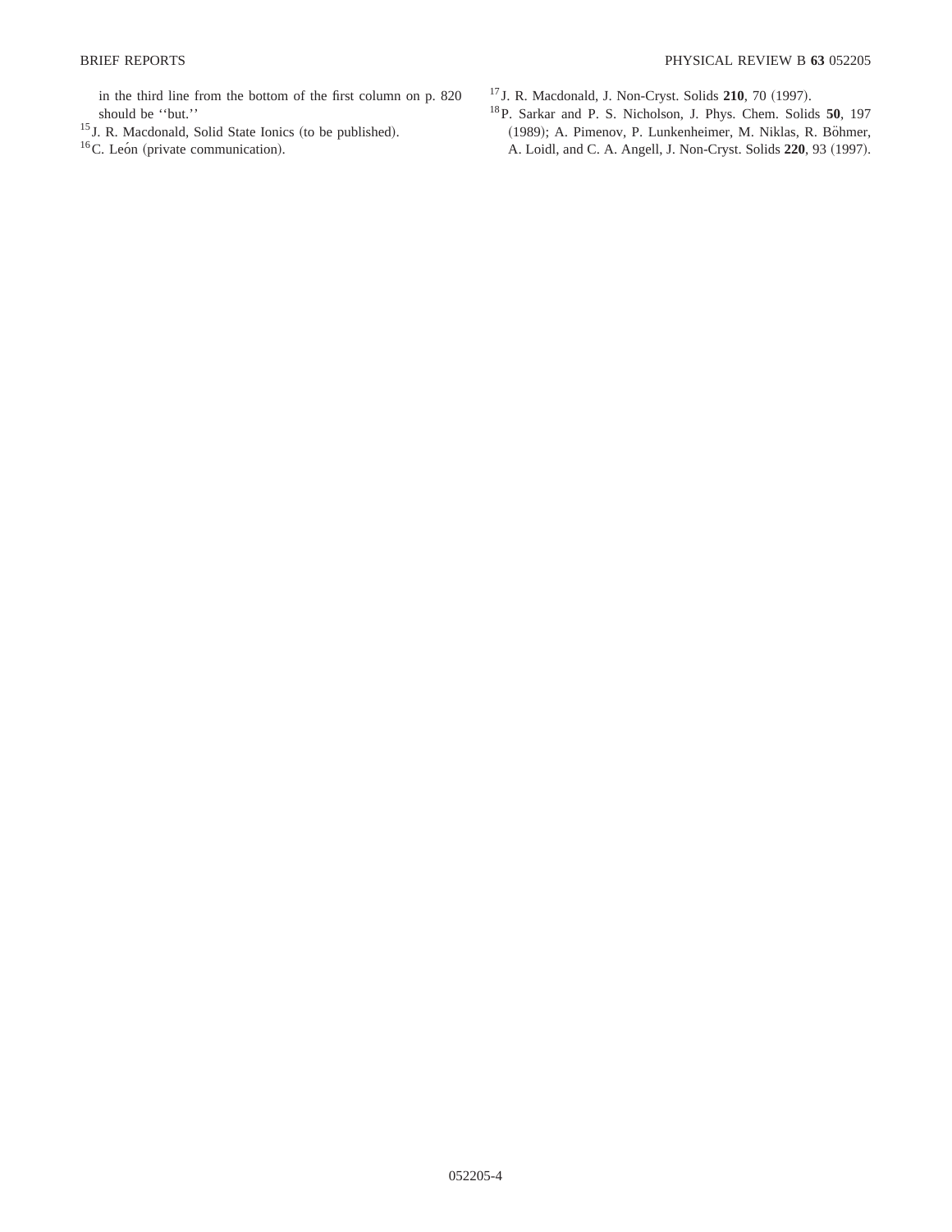in the third line from the bottom of the first column on p. 820 should be ''but.''

[15] J. R. Macdonald, Solid State Ionics (to be published).

[16] C. León (private communication).

[17] J. R. Macdonald, J. Non-Cryst. Solids **210**, 70 (1997).

[18] P. Sarkar and P. S. Nicholson, J. Phys. Chem. Solids **50**, 197 (1989); A. Pimenov, P. Lunkenheimer, M. Niklas, R. Böhmer, A. Loidl, and C. A. Angell, J. Non-Cryst. Solids **220**, 93 (1997).